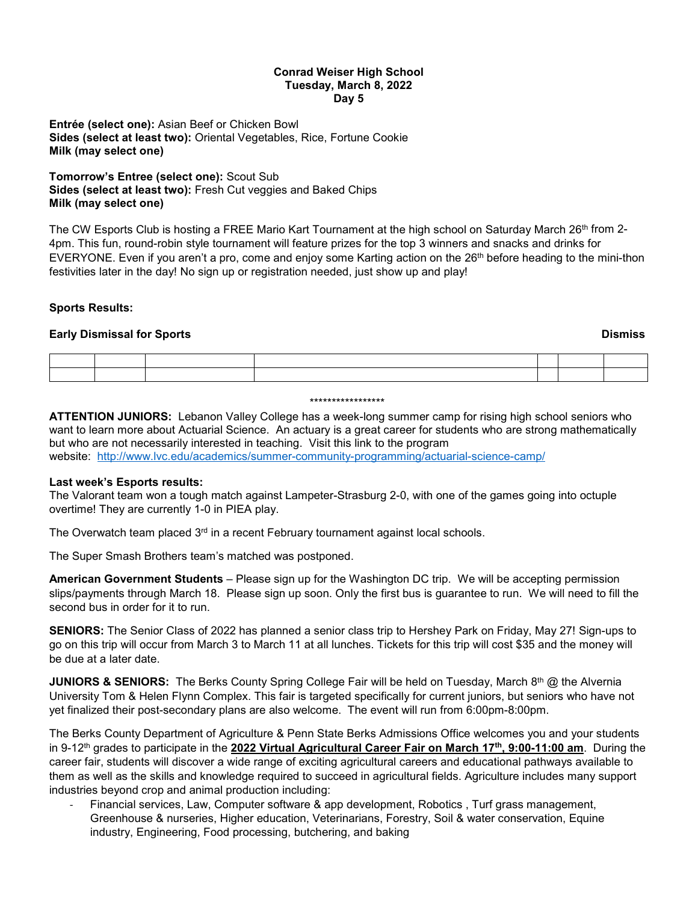**Conrad Weiser High School**
**Tuesday, March 8, 2022**
**Day 5**

**Entrée (select one):** Asian Beef or Chicken Bowl
**Sides (select at least two):** Oriental Vegetables, Rice, Fortune Cookie
**Milk (may select one)**

**Tomorrow's Entree (select one):** Scout Sub
**Sides (select at least two):** Fresh Cut veggies and Baked Chips
**Milk (may select one)**

The CW Esports Club is hosting a FREE Mario Kart Tournament at the high school on Saturday March 26th from 2-4pm. This fun, round-robin style tournament will feature prizes for the top 3 winners and snacks and drinks for EVERYONE. Even if you aren't a pro, come and enjoy some Karting action on the 26th before heading to the mini-thon festivities later in the day! No sign up or registration needed, just show up and play!

**Sports Results:**

**Early Dismissal for Sports** **Dismiss**

| | | | | | | |
|---|---|---|---|---|---|---|
| | | | | | | |

*****************

**ATTENTION JUNIORS:** Lebanon Valley College has a week-long summer camp for rising high school seniors who want to learn more about Actuarial Science. An actuary is a great career for students who are strong mathematically but who are not necessarily interested in teaching. Visit this link to the program website: http://www.lvc.edu/academics/summer-community-programming/actuarial-science-camp/

**Last week's Esports results:**
The Valorant team won a tough match against Lampeter-Strasburg 2-0, with one of the games going into octuple overtime! They are currently 1-0 in PIEA play.

The Overwatch team placed 3rd in a recent February tournament against local schools.

The Super Smash Brothers team's matched was postponed.

**American Government Students** – Please sign up for the Washington DC trip. We will be accepting permission slips/payments through March 18. Please sign up soon. Only the first bus is guarantee to run. We will need to fill the second bus in order for it to run.

**SENIORS:** The Senior Class of 2022 has planned a senior class trip to Hershey Park on Friday, May 27! Sign-ups to go on this trip will occur from March 3 to March 11 at all lunches. Tickets for this trip will cost $35 and the money will be due at a later date.

**JUNIORS & SENIORS:** The Berks County Spring College Fair will be held on Tuesday, March 8th @ the Alvernia University Tom & Helen Flynn Complex. This fair is targeted specifically for current juniors, but seniors who have not yet finalized their post-secondary plans are also welcome. The event will run from 6:00pm-8:00pm.

The Berks County Department of Agriculture & Penn State Berks Admissions Office welcomes you and your students in 9-12th grades to participate in the **2022 Virtual Agricultural Career Fair on March 17th, 9:00-11:00 am**. During the career fair, students will discover a wide range of exciting agricultural careers and educational pathways available to them as well as the skills and knowledge required to succeed in agricultural fields. Agriculture includes many support industries beyond crop and animal production including:

- Financial services, Law, Computer software & app development, Robotics , Turf grass management, Greenhouse & nurseries, Higher education, Veterinarians, Forestry, Soil & water conservation, Equine industry, Engineering, Food processing, butchering, and baking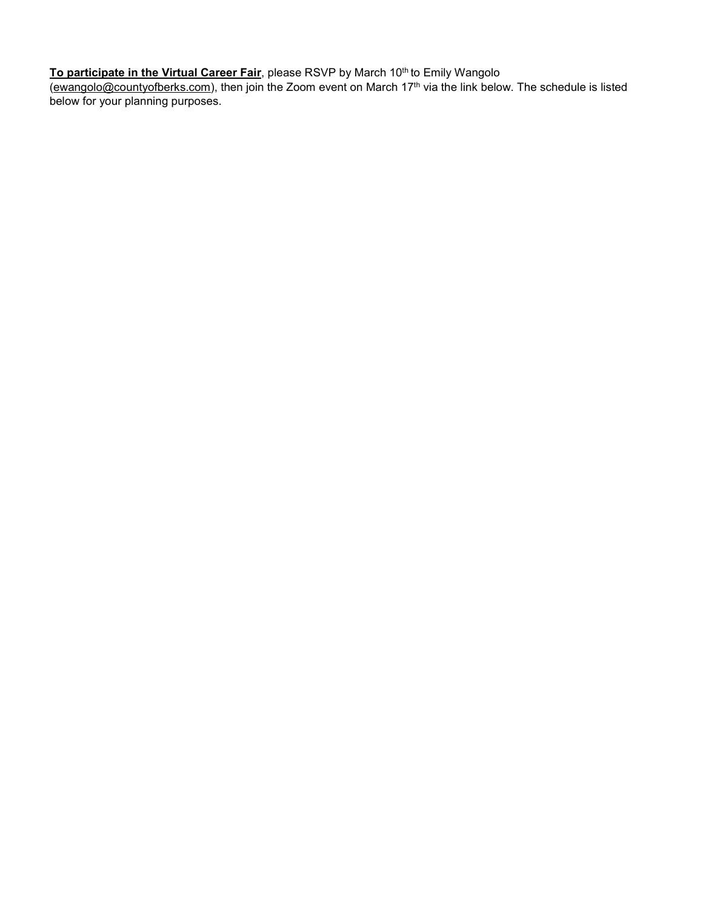**To participate in the Virtual Career Fair**, please RSVP by March 10th to Emily Wangolo (ewangolo@countyofberks.com), then join the Zoom event on March 17th via the link below. The schedule is listed below for your planning purposes.